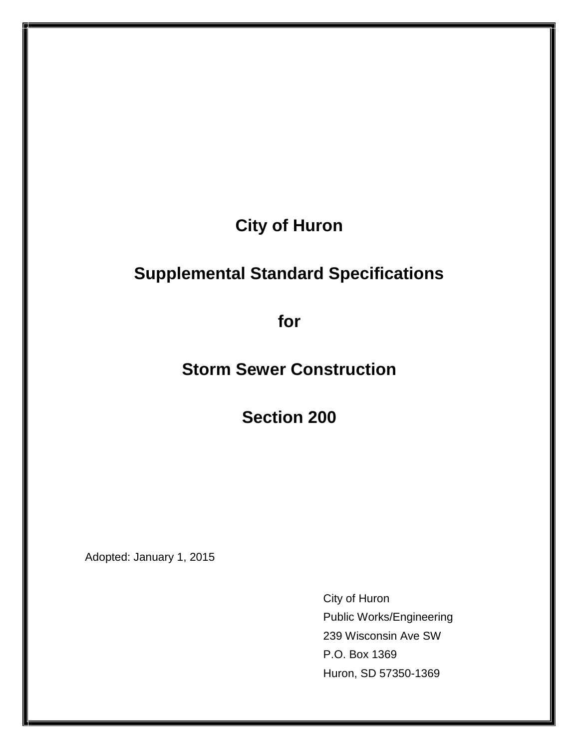# City of Huron

# Supplemental Standard Specifications

# for

# Storm Sewer Construction

# Section 200

Adopted: January 1, 2015

City of Huron
Public Works/Engineering
239 Wisconsin Ave SW
P.O. Box 1369
Huron, SD 57350-1369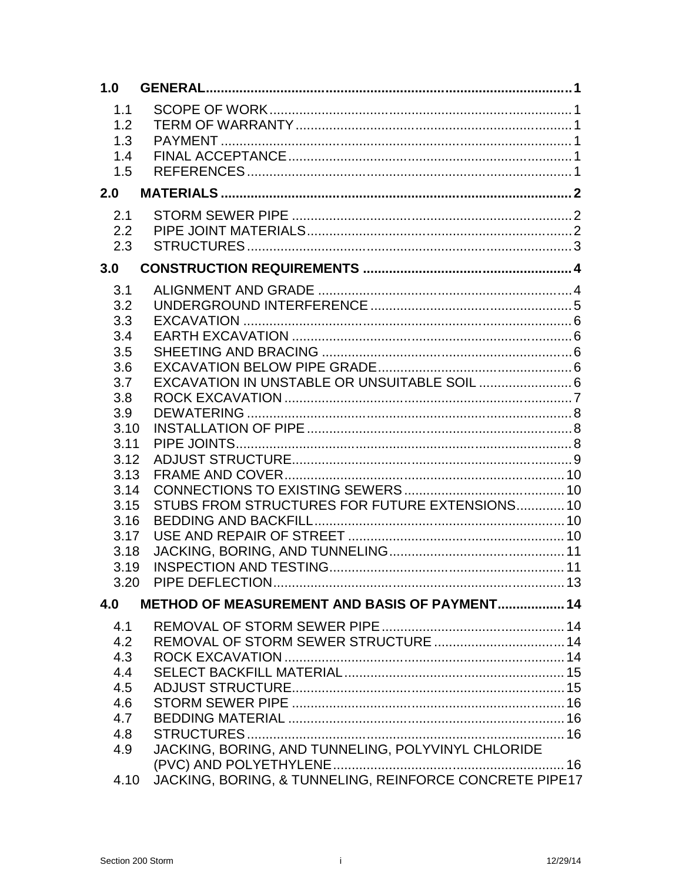| | | |
|---|---|---|
| **1.0** | **GENERAL** | **1** |
| 1.1 | SCOPE OF WORK | 1 |
| 1.2 | TERM OF WARRANTY | 1 |
| 1.3 | PAYMENT | 1 |
| 1.4 | FINAL ACCEPTANCE | 1 |
| 1.5 | REFERENCES | 1 |
| **2.0** | **MATERIALS** | **2** |
| 2.1 | STORM SEWER PIPE | 2 |
| 2.2 | PIPE JOINT MATERIALS | 2 |
| 2.3 | STRUCTURES | 3 |
| **3.0** | **CONSTRUCTION REQUIREMENTS** | **4** |
| 3.1 | ALIGNMENT AND GRADE | 4 |
| 3.2 | UNDERGROUND INTERFERENCE | 5 |
| 3.3 | EXCAVATION | 6 |
| 3.4 | EARTH EXCAVATION | 6 |
| 3.5 | SHEETING AND BRACING | 6 |
| 3.6 | EXCAVATION BELOW PIPE GRADE | 6 |
| 3.7 | EXCAVATION IN UNSTABLE OR UNSUITABLE SOIL | 6 |
| 3.8 | ROCK EXCAVATION | 7 |
| 3.9 | DEWATERING | 8 |
| 3.10 | INSTALLATION OF PIPE | 8 |
| 3.11 | PIPE JOINTS | 8 |
| 3.12 | ADJUST STRUCTURE | 9 |
| 3.13 | FRAME AND COVER | 10 |
| 3.14 | CONNECTIONS TO EXISTING SEWERS | 10 |
| 3.15 | STUBS FROM STRUCTURES FOR FUTURE EXTENSIONS | 10 |
| 3.16 | BEDDING AND BACKFILL | 10 |
| 3.17 | USE AND REPAIR OF STREET | 10 |
| 3.18 | JACKING, BORING, AND TUNNELING | 11 |
| 3.19 | INSPECTION AND TESTING | 11 |
| 3.20 | PIPE DEFLECTION | 13 |
| **4.0** | **METHOD OF MEASUREMENT AND BASIS OF PAYMENT** | **14** |
| 4.1 | REMOVAL OF STORM SEWER PIPE | 14 |
| 4.2 | REMOVAL OF STORM SEWER STRUCTURE | 14 |
| 4.3 | ROCK EXCAVATION | 14 |
| 4.4 | SELECT BACKFILL MATERIAL | 15 |
| 4.5 | ADJUST STRUCTURE | 15 |
| 4.6 | STORM SEWER PIPE | 16 |
| 4.7 | BEDDING MATERIAL | 16 |
| 4.8 | STRUCTURES | 16 |
| 4.9 | JACKING, BORING, AND TUNNELING, POLYVINYL CHLORIDE (PVC) AND POLYETHYLENE | 16 |
| 4.10 | JACKING, BORING, & TUNNELING, REINFORCE CONCRETE PIPE | 17 |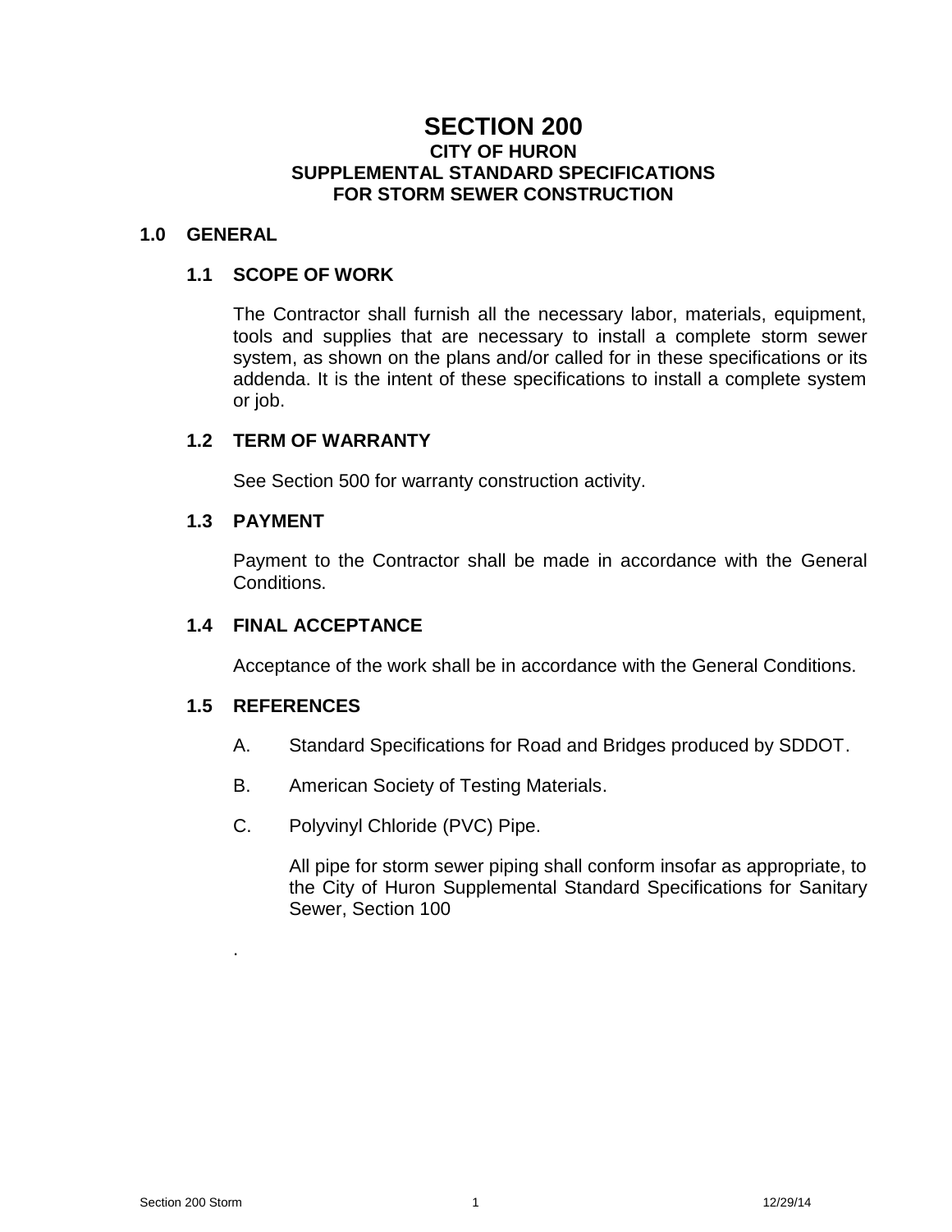# SECTION 200

## CITY OF HURON
## SUPPLEMENTAL STANDARD SPECIFICATIONS
## FOR STORM SEWER CONSTRUCTION

### 1.0 GENERAL

#### 1.1 SCOPE OF WORK

The Contractor shall furnish all the necessary labor, materials, equipment, tools and supplies that are necessary to install a complete storm sewer system, as shown on the plans and/or called for in these specifications or its addenda. It is the intent of these specifications to install a complete system or job.

#### 1.2 TERM OF WARRANTY

See Section 500 for warranty construction activity.

#### 1.3 PAYMENT

Payment to the Contractor shall be made in accordance with the General Conditions.

#### 1.4 FINAL ACCEPTANCE

Acceptance of the work shall be in accordance with the General Conditions.

#### 1.5 REFERENCES

A. Standard Specifications for Road and Bridges produced by SDDOT.

B. American Society of Testing Materials.

C. Polyvinyl Chloride (PVC) Pipe.

All pipe for storm sewer piping shall conform insofar as appropriate, to the City of Huron Supplemental Standard Specifications for Sanitary Sewer, Section 100

.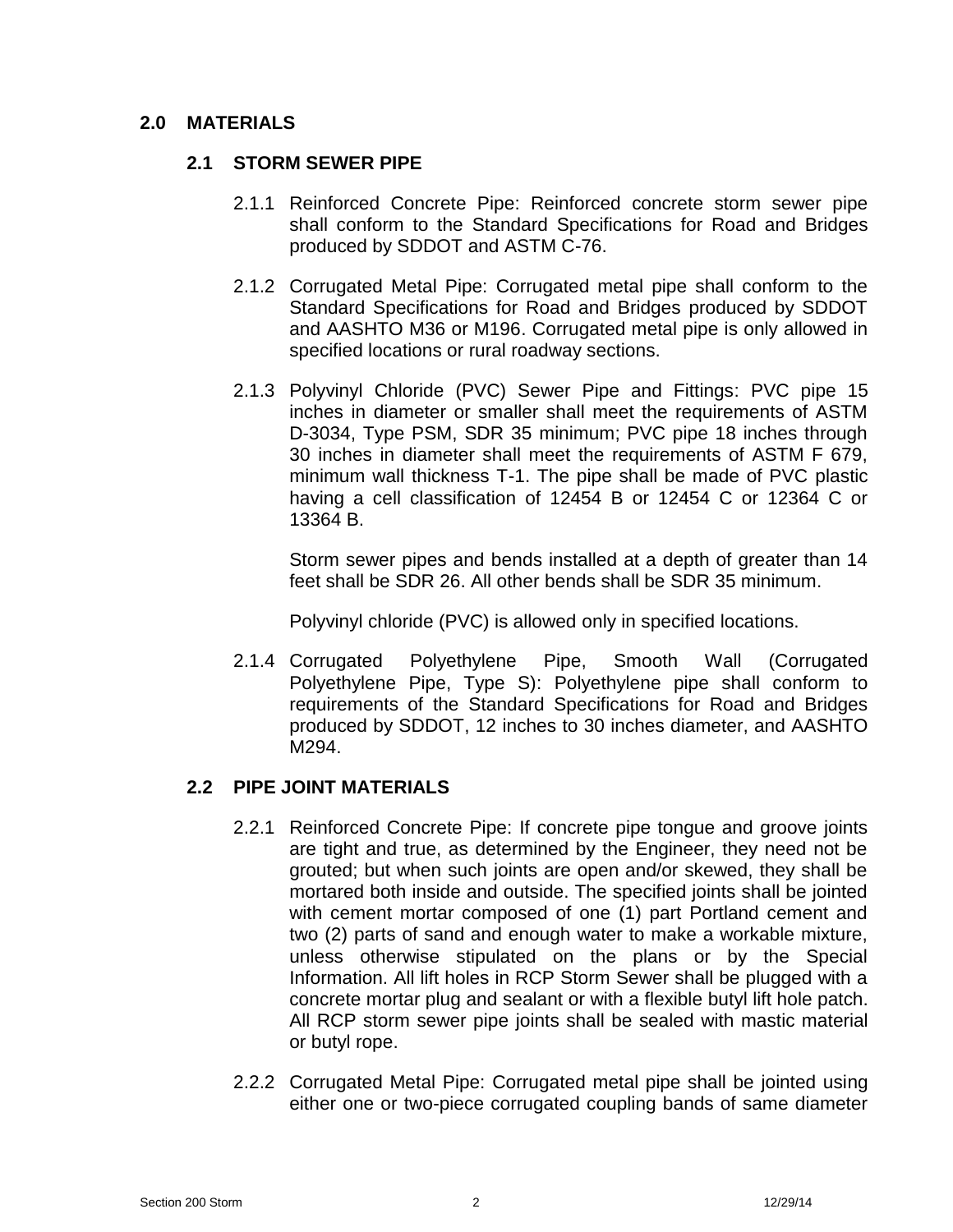## 2.0 MATERIALS

### 2.1 STORM SEWER PIPE

2.1.1 Reinforced Concrete Pipe: Reinforced concrete storm sewer pipe shall conform to the Standard Specifications for Road and Bridges produced by SDDOT and ASTM C-76.

2.1.2 Corrugated Metal Pipe: Corrugated metal pipe shall conform to the Standard Specifications for Road and Bridges produced by SDDOT and AASHTO M36 or M196. Corrugated metal pipe is only allowed in specified locations or rural roadway sections.

2.1.3 Polyvinyl Chloride (PVC) Sewer Pipe and Fittings: PVC pipe 15 inches in diameter or smaller shall meet the requirements of ASTM D-3034, Type PSM, SDR 35 minimum; PVC pipe 18 inches through 30 inches in diameter shall meet the requirements of ASTM F 679, minimum wall thickness T-1. The pipe shall be made of PVC plastic having a cell classification of 12454 B or 12454 C or 12364 C or 13364 B.

Storm sewer pipes and bends installed at a depth of greater than 14 feet shall be SDR 26. All other bends shall be SDR 35 minimum.

Polyvinyl chloride (PVC) is allowed only in specified locations.

2.1.4 Corrugated Polyethylene Pipe, Smooth Wall (Corrugated Polyethylene Pipe, Type S): Polyethylene pipe shall conform to requirements of the Standard Specifications for Road and Bridges produced by SDDOT, 12 inches to 30 inches diameter, and AASHTO M294.

### 2.2 PIPE JOINT MATERIALS

2.2.1 Reinforced Concrete Pipe: If concrete pipe tongue and groove joints are tight and true, as determined by the Engineer, they need not be grouted; but when such joints are open and/or skewed, they shall be mortared both inside and outside. The specified joints shall be jointed with cement mortar composed of one (1) part Portland cement and two (2) parts of sand and enough water to make a workable mixture, unless otherwise stipulated on the plans or by the Special Information. All lift holes in RCP Storm Sewer shall be plugged with a concrete mortar plug and sealant or with a flexible butyl lift hole patch. All RCP storm sewer pipe joints shall be sealed with mastic material or butyl rope.

2.2.2 Corrugated Metal Pipe: Corrugated metal pipe shall be jointed using either one or two-piece corrugated coupling bands of same diameter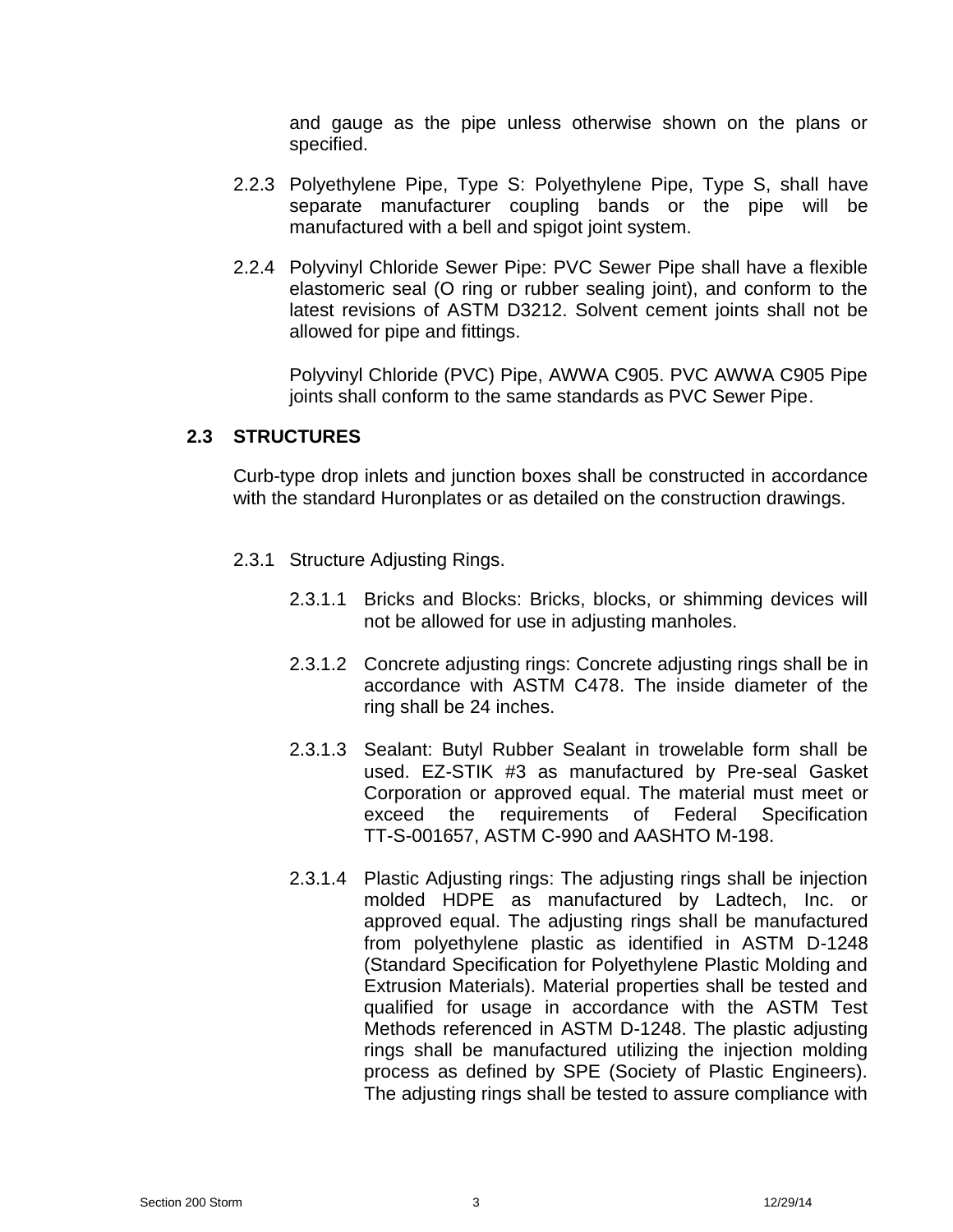and gauge as the pipe unless otherwise shown on the plans or specified.

2.2.3 Polyethylene Pipe, Type S: Polyethylene Pipe, Type S, shall have separate manufacturer coupling bands or the pipe will be manufactured with a bell and spigot joint system.

2.2.4 Polyvinyl Chloride Sewer Pipe: PVC Sewer Pipe shall have a flexible elastomeric seal (O ring or rubber sealing joint), and conform to the latest revisions of ASTM D3212. Solvent cement joints shall not be allowed for pipe and fittings.

Polyvinyl Chloride (PVC) Pipe, AWWA C905. PVC AWWA C905 Pipe joints shall conform to the same standards as PVC Sewer Pipe.

## 2.3 STRUCTURES

Curb-type drop inlets and junction boxes shall be constructed in accordance with the standard Huronplates or as detailed on the construction drawings.

2.3.1 Structure Adjusting Rings.

2.3.1.1 Bricks and Blocks: Bricks, blocks, or shimming devices will not be allowed for use in adjusting manholes.

2.3.1.2 Concrete adjusting rings: Concrete adjusting rings shall be in accordance with ASTM C478. The inside diameter of the ring shall be 24 inches.

2.3.1.3 Sealant: Butyl Rubber Sealant in trowelable form shall be used. EZ-STIK #3 as manufactured by Pre-seal Gasket Corporation or approved equal. The material must meet or exceed the requirements of Federal Specification TT-S-001657, ASTM C-990 and AASHTO M-198.

2.3.1.4 Plastic Adjusting rings: The adjusting rings shall be injection molded HDPE as manufactured by Ladtech, Inc. or approved equal. The adjusting rings shall be manufactured from polyethylene plastic as identified in ASTM D-1248 (Standard Specification for Polyethylene Plastic Molding and Extrusion Materials). Material properties shall be tested and qualified for usage in accordance with the ASTM Test Methods referenced in ASTM D-1248. The plastic adjusting rings shall be manufactured utilizing the injection molding process as defined by SPE (Society of Plastic Engineers). The adjusting rings shall be tested to assure compliance with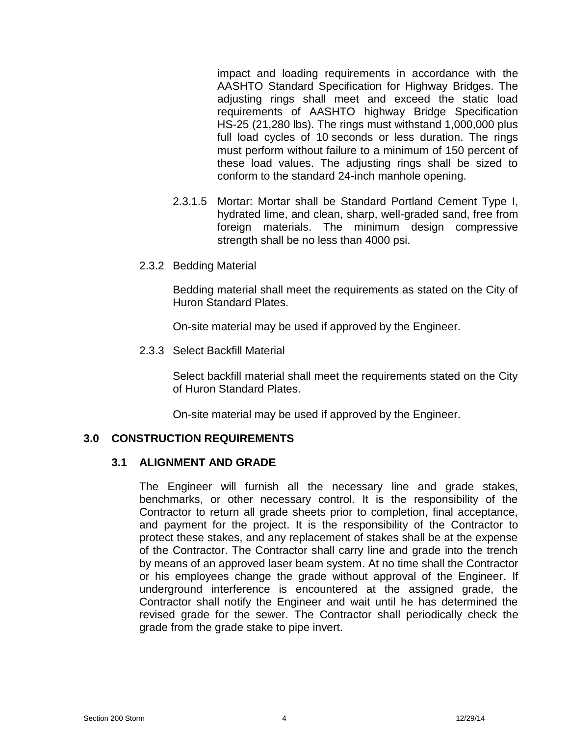impact and loading requirements in accordance with the AASHTO Standard Specification for Highway Bridges. The adjusting rings shall meet and exceed the static load requirements of AASHTO highway Bridge Specification HS-25 (21,280 lbs). The rings must withstand 1,000,000 plus full load cycles of 10 seconds or less duration. The rings must perform without failure to a minimum of 150 percent of these load values. The adjusting rings shall be sized to conform to the standard 24-inch manhole opening.

2.3.1.5 Mortar: Mortar shall be Standard Portland Cement Type I, hydrated lime, and clean, sharp, well-graded sand, free from foreign materials. The minimum design compressive strength shall be no less than 4000 psi.

2.3.2 Bedding Material

Bedding material shall meet the requirements as stated on the City of Huron Standard Plates.

On-site material may be used if approved by the Engineer.

2.3.3 Select Backfill Material

Select backfill material shall meet the requirements stated on the City of Huron Standard Plates.

On-site material may be used if approved by the Engineer.

## 3.0 CONSTRUCTION REQUIREMENTS

### 3.1 ALIGNMENT AND GRADE

The Engineer will furnish all the necessary line and grade stakes, benchmarks, or other necessary control. It is the responsibility of the Contractor to return all grade sheets prior to completion, final acceptance, and payment for the project. It is the responsibility of the Contractor to protect these stakes, and any replacement of stakes shall be at the expense of the Contractor. The Contractor shall carry line and grade into the trench by means of an approved laser beam system. At no time shall the Contractor or his employees change the grade without approval of the Engineer. If underground interference is encountered at the assigned grade, the Contractor shall notify the Engineer and wait until he has determined the revised grade for the sewer. The Contractor shall periodically check the grade from the grade stake to pipe invert.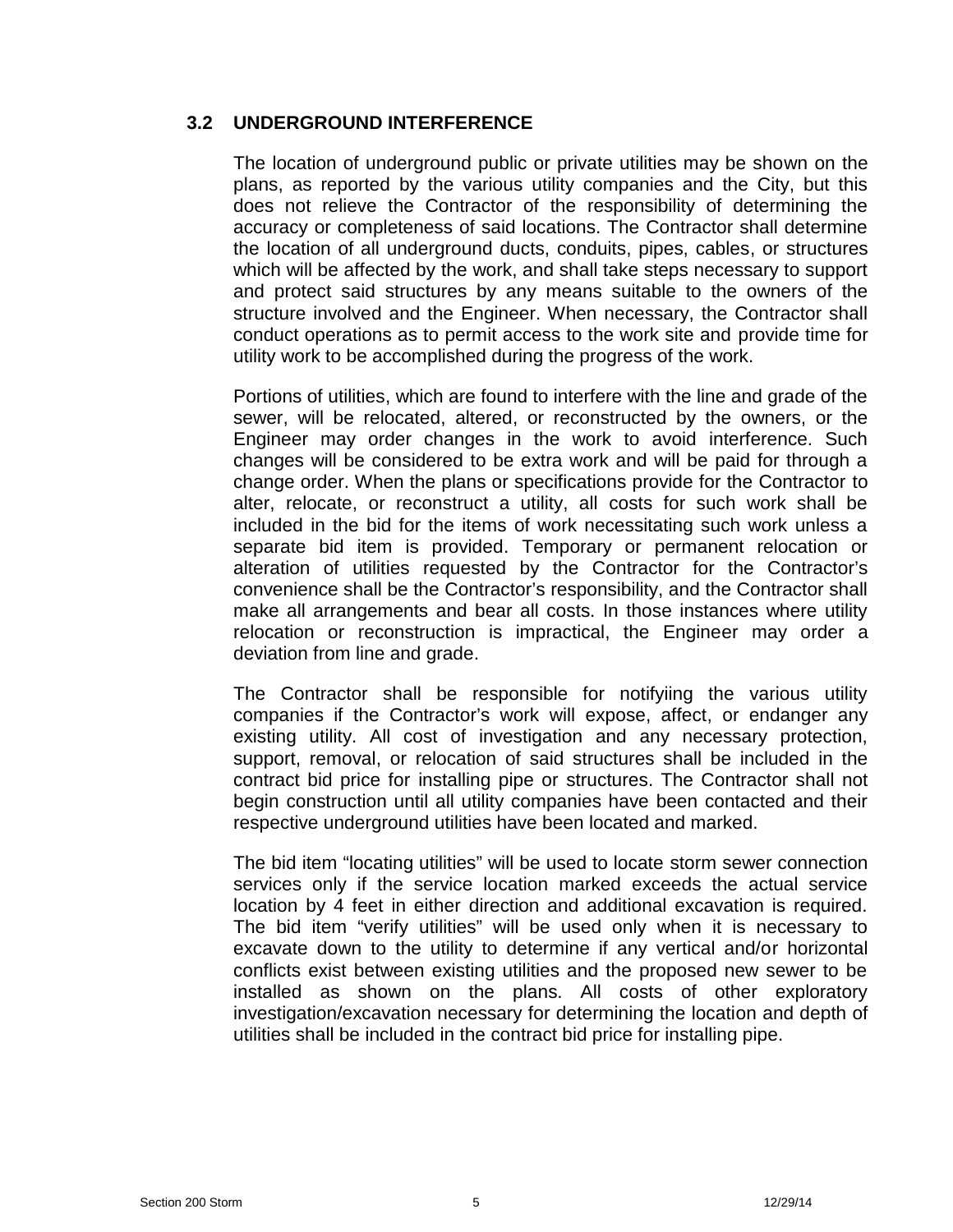### 3.2 UNDERGROUND INTERFERENCE

The location of underground public or private utilities may be shown on the plans, as reported by the various utility companies and the City, but this does not relieve the Contractor of the responsibility of determining the accuracy or completeness of said locations. The Contractor shall determine the location of all underground ducts, conduits, pipes, cables, or structures which will be affected by the work, and shall take steps necessary to support and protect said structures by any means suitable to the owners of the structure involved and the Engineer. When necessary, the Contractor shall conduct operations as to permit access to the work site and provide time for utility work to be accomplished during the progress of the work.

Portions of utilities, which are found to interfere with the line and grade of the sewer, will be relocated, altered, or reconstructed by the owners, or the Engineer may order changes in the work to avoid interference. Such changes will be considered to be extra work and will be paid for through a change order. When the plans or specifications provide for the Contractor to alter, relocate, or reconstruct a utility, all costs for such work shall be included in the bid for the items of work necessitating such work unless a separate bid item is provided. Temporary or permanent relocation or alteration of utilities requested by the Contractor for the Contractor's convenience shall be the Contractor's responsibility, and the Contractor shall make all arrangements and bear all costs. In those instances where utility relocation or reconstruction is impractical, the Engineer may order a deviation from line and grade.

The Contractor shall be responsible for notifyiing the various utility companies if the Contractor's work will expose, affect, or endanger any existing utility. All cost of investigation and any necessary protection, support, removal, or relocation of said structures shall be included in the contract bid price for installing pipe or structures. The Contractor shall not begin construction until all utility companies have been contacted and their respective underground utilities have been located and marked.

The bid item "locating utilities" will be used to locate storm sewer connection services only if the service location marked exceeds the actual service location by 4 feet in either direction and additional excavation is required. The bid item "verify utilities" will be used only when it is necessary to excavate down to the utility to determine if any vertical and/or horizontal conflicts exist between existing utilities and the proposed new sewer to be installed as shown on the plans. All costs of other exploratory investigation/excavation necessary for determining the location and depth of utilities shall be included in the contract bid price for installing pipe.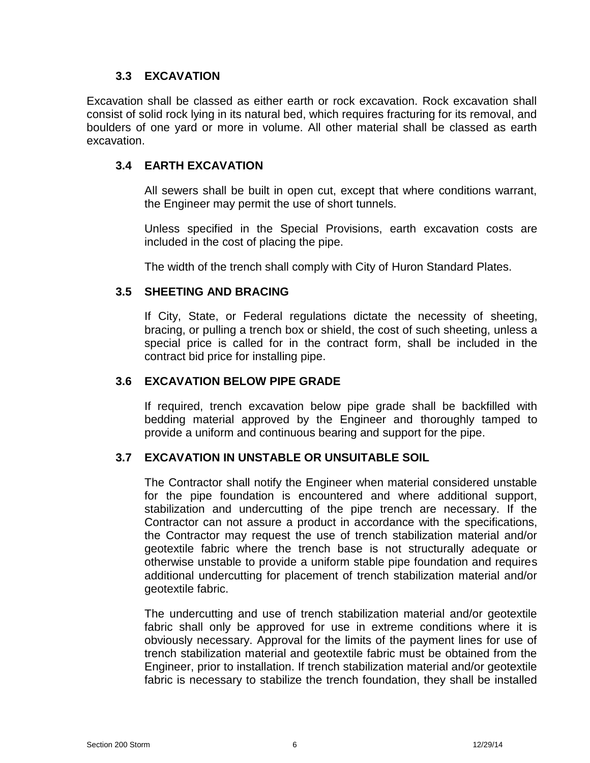### 3.3 EXCAVATION

Excavation shall be classed as either earth or rock excavation. Rock excavation shall consist of solid rock lying in its natural bed, which requires fracturing for its removal, and boulders of one yard or more in volume. All other material shall be classed as earth excavation.

### 3.4 EARTH EXCAVATION

All sewers shall be built in open cut, except that where conditions warrant, the Engineer may permit the use of short tunnels.

Unless specified in the Special Provisions, earth excavation costs are included in the cost of placing the pipe.

The width of the trench shall comply with City of Huron Standard Plates.

### 3.5 SHEETING AND BRACING

If City, State, or Federal regulations dictate the necessity of sheeting, bracing, or pulling a trench box or shield, the cost of such sheeting, unless a special price is called for in the contract form, shall be included in the contract bid price for installing pipe.

### 3.6 EXCAVATION BELOW PIPE GRADE

If required, trench excavation below pipe grade shall be backfilled with bedding material approved by the Engineer and thoroughly tamped to provide a uniform and continuous bearing and support for the pipe.

### 3.7 EXCAVATION IN UNSTABLE OR UNSUITABLE SOIL

The Contractor shall notify the Engineer when material considered unstable for the pipe foundation is encountered and where additional support, stabilization and undercutting of the pipe trench are necessary. If the Contractor can not assure a product in accordance with the specifications, the Contractor may request the use of trench stabilization material and/or geotextile fabric where the trench base is not structurally adequate or otherwise unstable to provide a uniform stable pipe foundation and requires additional undercutting for placement of trench stabilization material and/or geotextile fabric.

The undercutting and use of trench stabilization material and/or geotextile fabric shall only be approved for use in extreme conditions where it is obviously necessary. Approval for the limits of the payment lines for use of trench stabilization material and geotextile fabric must be obtained from the Engineer, prior to installation. If trench stabilization material and/or geotextile fabric is necessary to stabilize the trench foundation, they shall be installed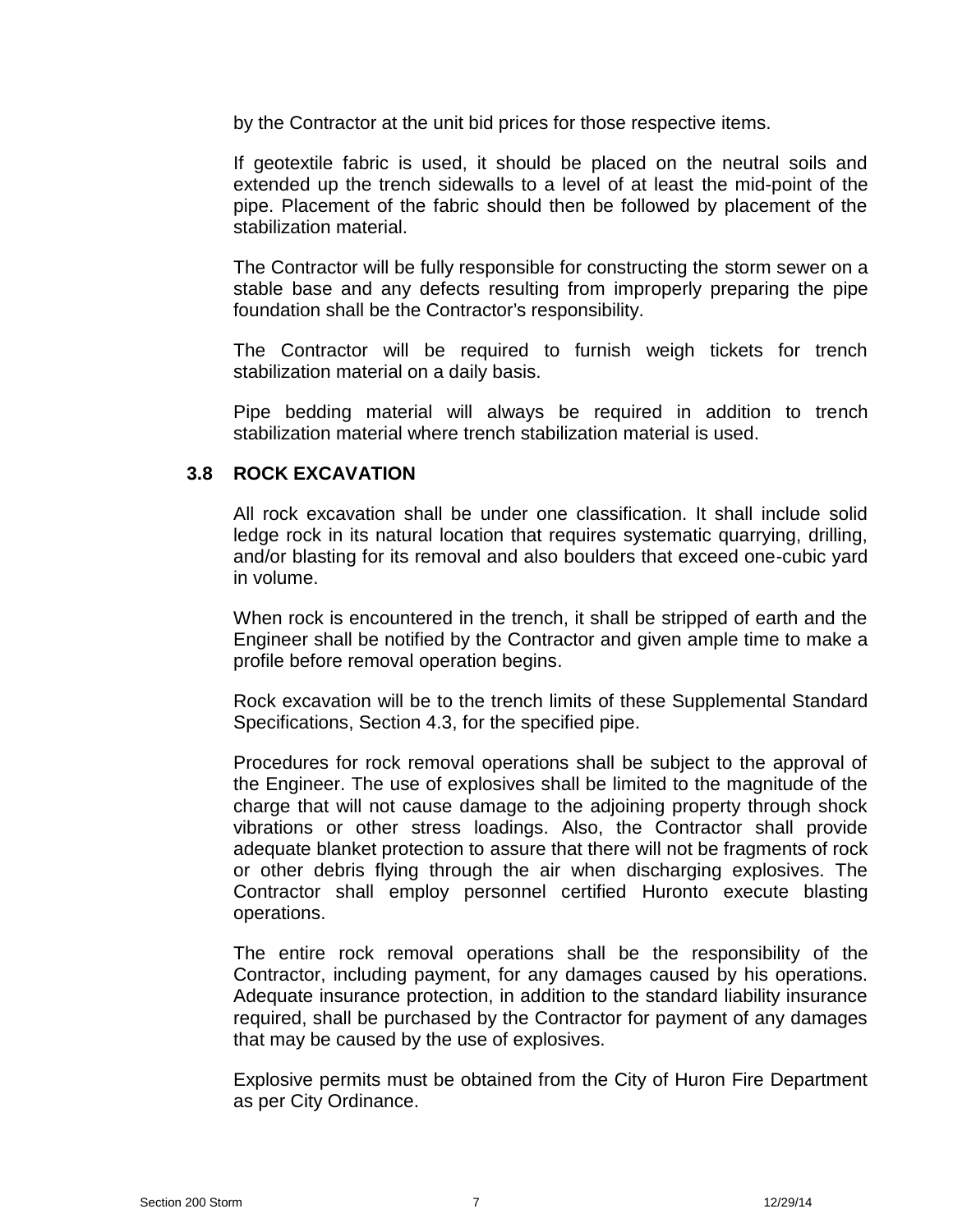by the Contractor at the unit bid prices for those respective items.

If geotextile fabric is used, it should be placed on the neutral soils and extended up the trench sidewalls to a level of at least the mid-point of the pipe. Placement of the fabric should then be followed by placement of the stabilization material.

The Contractor will be fully responsible for constructing the storm sewer on a stable base and any defects resulting from improperly preparing the pipe foundation shall be the Contractor's responsibility.

The Contractor will be required to furnish weigh tickets for trench stabilization material on a daily basis.

Pipe bedding material will always be required in addition to trench stabilization material where trench stabilization material is used.

### 3.8 ROCK EXCAVATION

All rock excavation shall be under one classification. It shall include solid ledge rock in its natural location that requires systematic quarrying, drilling, and/or blasting for its removal and also boulders that exceed one-cubic yard in volume.

When rock is encountered in the trench, it shall be stripped of earth and the Engineer shall be notified by the Contractor and given ample time to make a profile before removal operation begins.

Rock excavation will be to the trench limits of these Supplemental Standard Specifications, Section 4.3, for the specified pipe.

Procedures for rock removal operations shall be subject to the approval of the Engineer. The use of explosives shall be limited to the magnitude of the charge that will not cause damage to the adjoining property through shock vibrations or other stress loadings. Also, the Contractor shall provide adequate blanket protection to assure that there will not be fragments of rock or other debris flying through the air when discharging explosives. The Contractor shall employ personnel certified Huronto execute blasting operations.

The entire rock removal operations shall be the responsibility of the Contractor, including payment, for any damages caused by his operations. Adequate insurance protection, in addition to the standard liability insurance required, shall be purchased by the Contractor for payment of any damages that may be caused by the use of explosives.

Explosive permits must be obtained from the City of Huron Fire Department as per City Ordinance.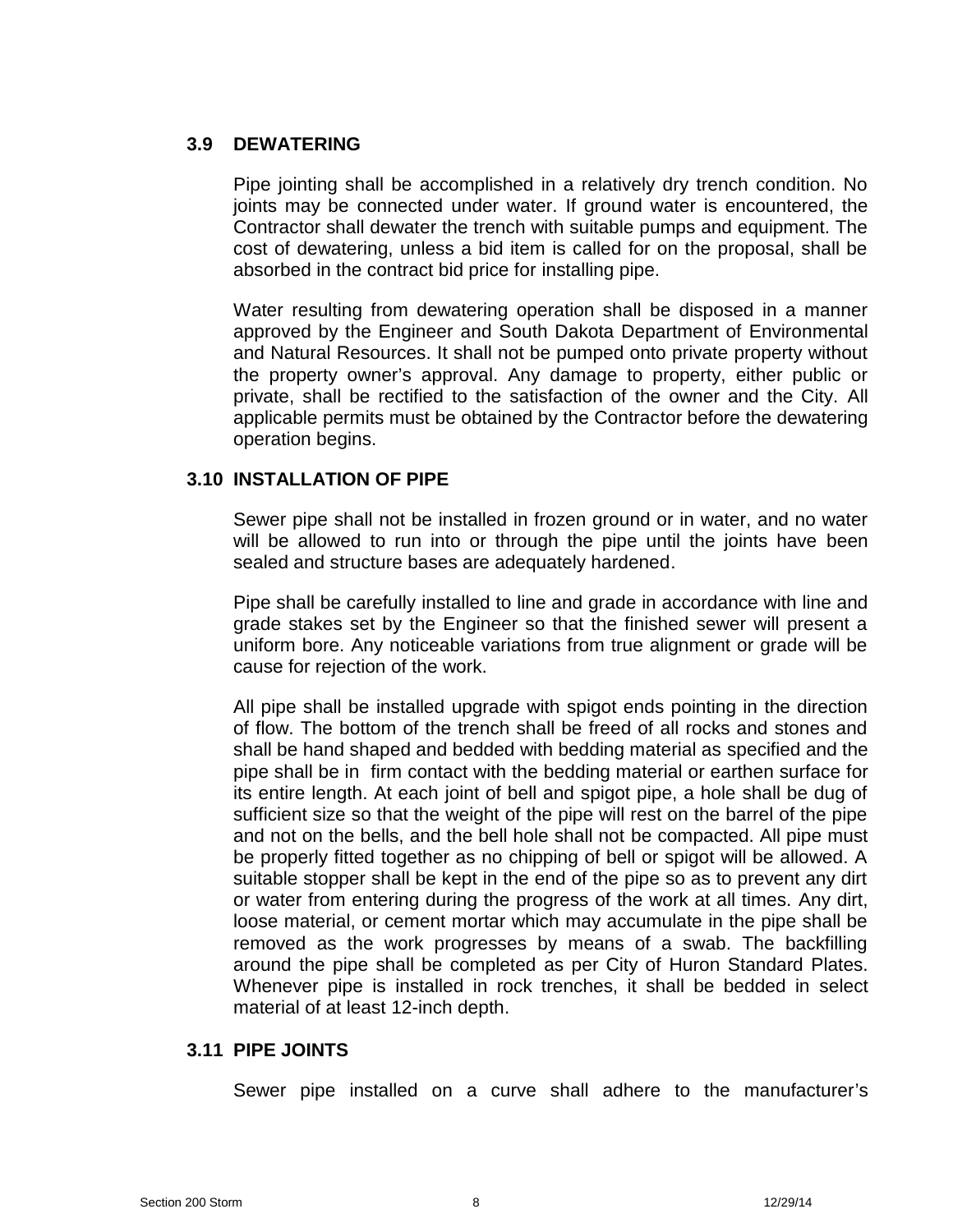### 3.9 DEWATERING

Pipe jointing shall be accomplished in a relatively dry trench condition. No joints may be connected under water. If ground water is encountered, the Contractor shall dewater the trench with suitable pumps and equipment. The cost of dewatering, unless a bid item is called for on the proposal, shall be absorbed in the contract bid price for installing pipe.

Water resulting from dewatering operation shall be disposed in a manner approved by the Engineer and South Dakota Department of Environmental and Natural Resources. It shall not be pumped onto private property without the property owner's approval. Any damage to property, either public or private, shall be rectified to the satisfaction of the owner and the City. All applicable permits must be obtained by the Contractor before the dewatering operation begins.

### 3.10 INSTALLATION OF PIPE

Sewer pipe shall not be installed in frozen ground or in water, and no water will be allowed to run into or through the pipe until the joints have been sealed and structure bases are adequately hardened.

Pipe shall be carefully installed to line and grade in accordance with line and grade stakes set by the Engineer so that the finished sewer will present a uniform bore. Any noticeable variations from true alignment or grade will be cause for rejection of the work.

All pipe shall be installed upgrade with spigot ends pointing in the direction of flow. The bottom of the trench shall be freed of all rocks and stones and shall be hand shaped and bedded with bedding material as specified and the pipe shall be in firm contact with the bedding material or earthen surface for its entire length. At each joint of bell and spigot pipe, a hole shall be dug of sufficient size so that the weight of the pipe will rest on the barrel of the pipe and not on the bells, and the bell hole shall not be compacted. All pipe must be properly fitted together as no chipping of bell or spigot will be allowed. A suitable stopper shall be kept in the end of the pipe so as to prevent any dirt or water from entering during the progress of the work at all times. Any dirt, loose material, or cement mortar which may accumulate in the pipe shall be removed as the work progresses by means of a swab. The backfilling around the pipe shall be completed as per City of Huron Standard Plates. Whenever pipe is installed in rock trenches, it shall be bedded in select material of at least 12-inch depth.

### 3.11 PIPE JOINTS

Sewer pipe installed on a curve shall adhere to the manufacturer's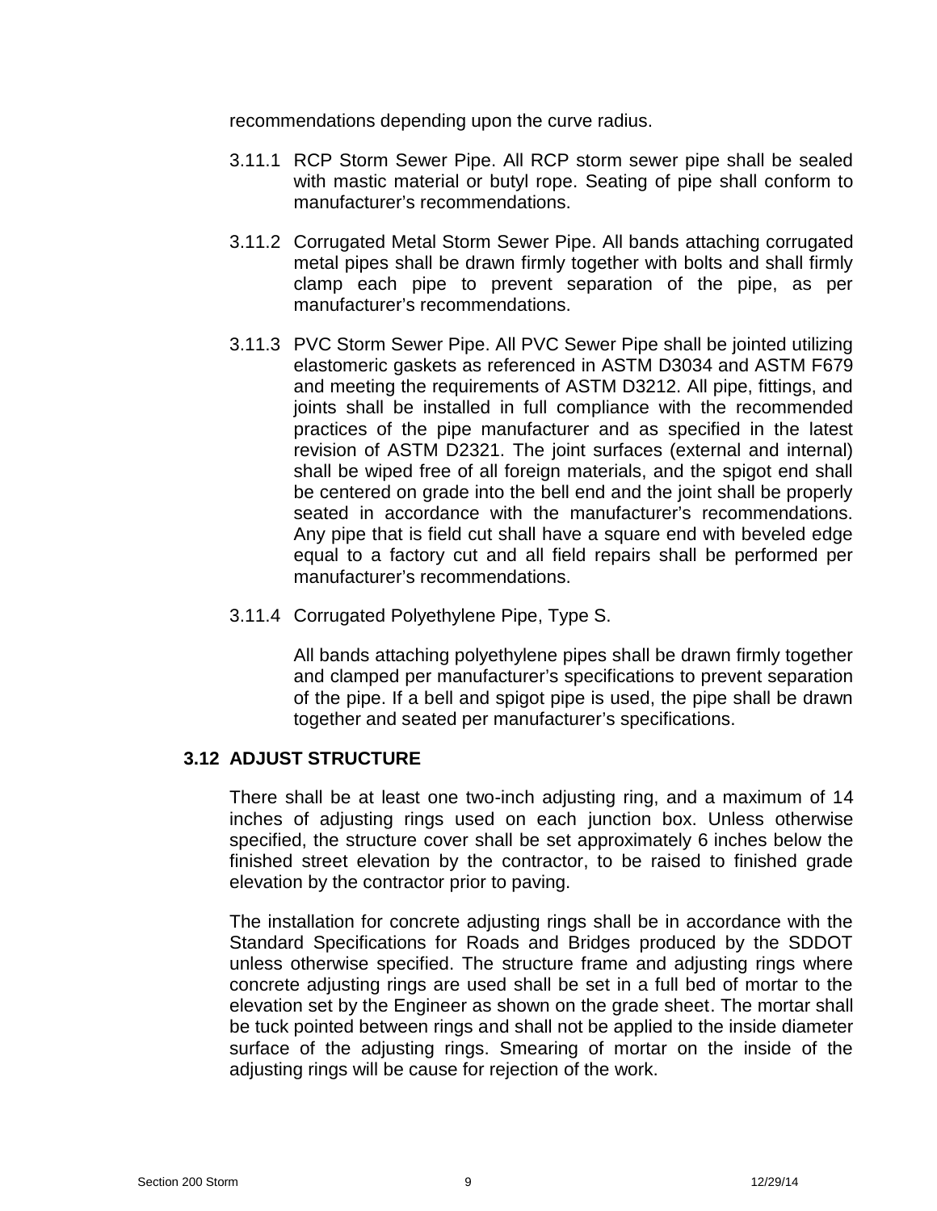recommendations depending upon the curve radius.

3.11.1 RCP Storm Sewer Pipe. All RCP storm sewer pipe shall be sealed with mastic material or butyl rope. Seating of pipe shall conform to manufacturer's recommendations.

3.11.2 Corrugated Metal Storm Sewer Pipe. All bands attaching corrugated metal pipes shall be drawn firmly together with bolts and shall firmly clamp each pipe to prevent separation of the pipe, as per manufacturer's recommendations.

3.11.3 PVC Storm Sewer Pipe. All PVC Sewer Pipe shall be jointed utilizing elastomeric gaskets as referenced in ASTM D3034 and ASTM F679 and meeting the requirements of ASTM D3212. All pipe, fittings, and joints shall be installed in full compliance with the recommended practices of the pipe manufacturer and as specified in the latest revision of ASTM D2321. The joint surfaces (external and internal) shall be wiped free of all foreign materials, and the spigot end shall be centered on grade into the bell end and the joint shall be properly seated in accordance with the manufacturer's recommendations. Any pipe that is field cut shall have a square end with beveled edge equal to a factory cut and all field repairs shall be performed per manufacturer's recommendations.

3.11.4 Corrugated Polyethylene Pipe, Type S.

All bands attaching polyethylene pipes shall be drawn firmly together and clamped per manufacturer's specifications to prevent separation of the pipe. If a bell and spigot pipe is used, the pipe shall be drawn together and seated per manufacturer's specifications.

## 3.12 ADJUST STRUCTURE

There shall be at least one two-inch adjusting ring, and a maximum of 14 inches of adjusting rings used on each junction box. Unless otherwise specified, the structure cover shall be set approximately 6 inches below the finished street elevation by the contractor, to be raised to finished grade elevation by the contractor prior to paving.

The installation for concrete adjusting rings shall be in accordance with the Standard Specifications for Roads and Bridges produced by the SDDOT unless otherwise specified. The structure frame and adjusting rings where concrete adjusting rings are used shall be set in a full bed of mortar to the elevation set by the Engineer as shown on the grade sheet. The mortar shall be tuck pointed between rings and shall not be applied to the inside diameter surface of the adjusting rings. Smearing of mortar on the inside of the adjusting rings will be cause for rejection of the work.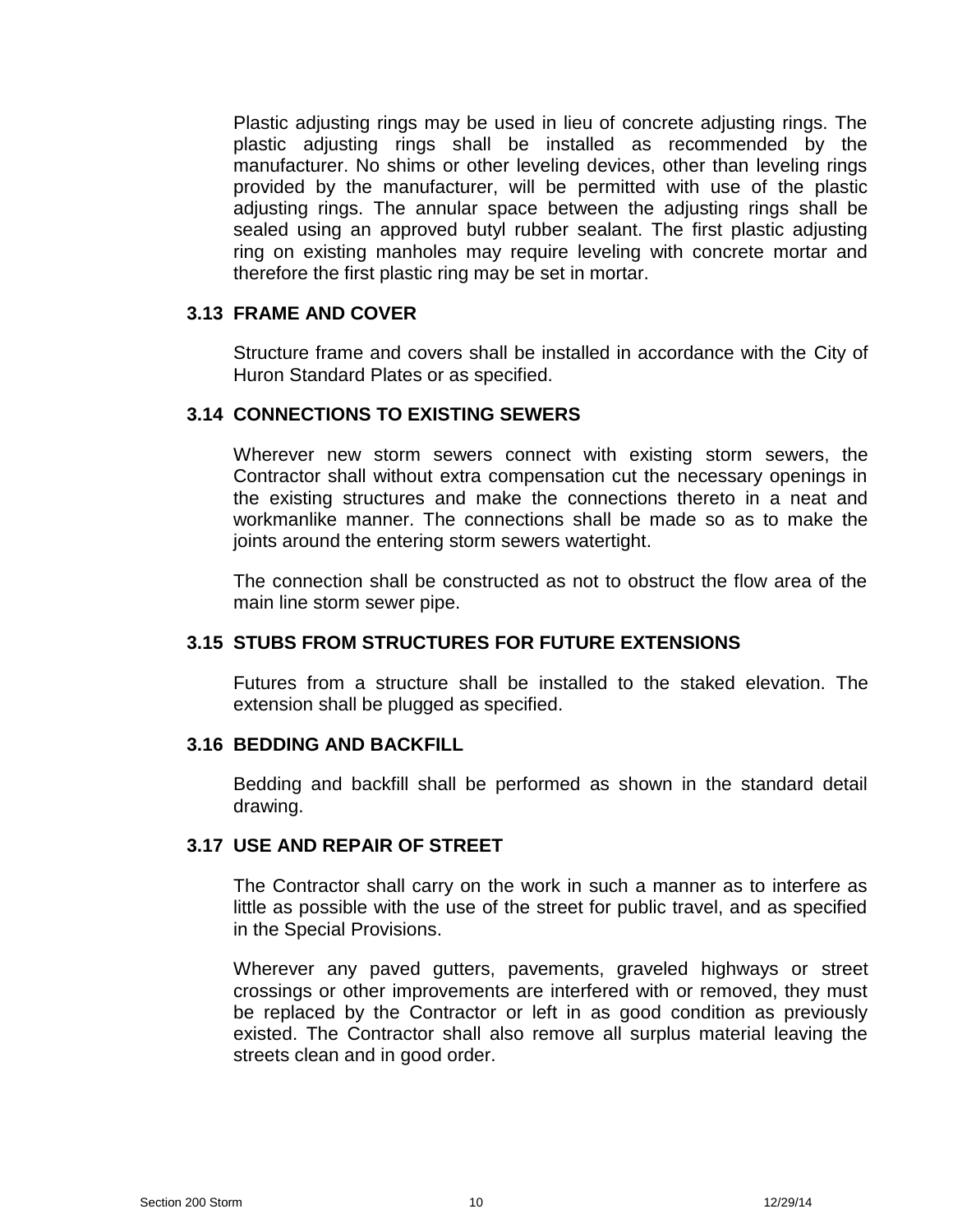Plastic adjusting rings may be used in lieu of concrete adjusting rings. The plastic adjusting rings shall be installed as recommended by the manufacturer. No shims or other leveling devices, other than leveling rings provided by the manufacturer, will be permitted with use of the plastic adjusting rings. The annular space between the adjusting rings shall be sealed using an approved butyl rubber sealant. The first plastic adjusting ring on existing manholes may require leveling with concrete mortar and therefore the first plastic ring may be set in mortar.

### 3.13 FRAME AND COVER

Structure frame and covers shall be installed in accordance with the City of Huron Standard Plates or as specified.

### 3.14 CONNECTIONS TO EXISTING SEWERS

Wherever new storm sewers connect with existing storm sewers, the Contractor shall without extra compensation cut the necessary openings in the existing structures and make the connections thereto in a neat and workmanlike manner. The connections shall be made so as to make the joints around the entering storm sewers watertight.

The connection shall be constructed as not to obstruct the flow area of the main line storm sewer pipe.

### 3.15 STUBS FROM STRUCTURES FOR FUTURE EXTENSIONS

Futures from a structure shall be installed to the staked elevation. The extension shall be plugged as specified.

### 3.16 BEDDING AND BACKFILL

Bedding and backfill shall be performed as shown in the standard detail drawing.

### 3.17 USE AND REPAIR OF STREET

The Contractor shall carry on the work in such a manner as to interfere as little as possible with the use of the street for public travel, and as specified in the Special Provisions.

Wherever any paved gutters, pavements, graveled highways or street crossings or other improvements are interfered with or removed, they must be replaced by the Contractor or left in as good condition as previously existed. The Contractor shall also remove all surplus material leaving the streets clean and in good order.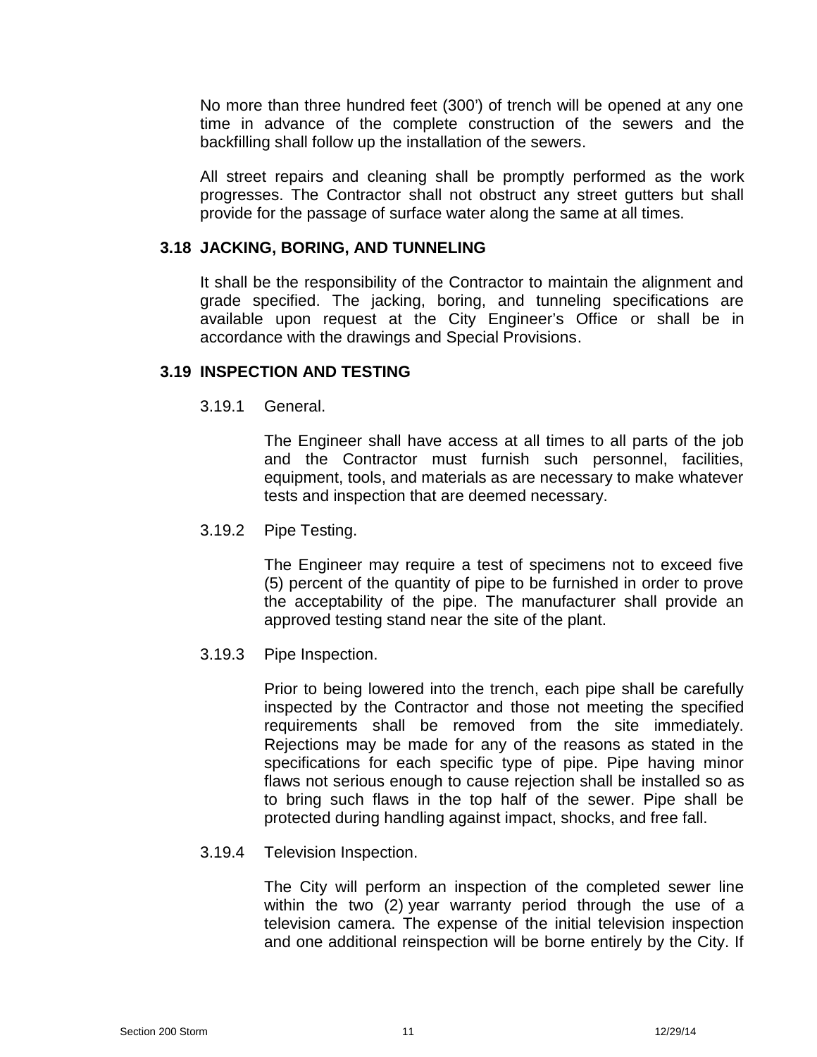No more than three hundred feet (300') of trench will be opened at any one time in advance of the complete construction of the sewers and the backfilling shall follow up the installation of the sewers.

All street repairs and cleaning shall be promptly performed as the work progresses. The Contractor shall not obstruct any street gutters but shall provide for the passage of surface water along the same at all times.

### 3.18 JACKING, BORING, AND TUNNELING

It shall be the responsibility of the Contractor to maintain the alignment and grade specified. The jacking, boring, and tunneling specifications are available upon request at the City Engineer's Office or shall be in accordance with the drawings and Special Provisions.

### 3.19 INSPECTION AND TESTING

3.19.1 General.

The Engineer shall have access at all times to all parts of the job and the Contractor must furnish such personnel, facilities, equipment, tools, and materials as are necessary to make whatever tests and inspection that are deemed necessary.

3.19.2 Pipe Testing.

The Engineer may require a test of specimens not to exceed five (5) percent of the quantity of pipe to be furnished in order to prove the acceptability of the pipe. The manufacturer shall provide an approved testing stand near the site of the plant.

3.19.3 Pipe Inspection.

Prior to being lowered into the trench, each pipe shall be carefully inspected by the Contractor and those not meeting the specified requirements shall be removed from the site immediately. Rejections may be made for any of the reasons as stated in the specifications for each specific type of pipe. Pipe having minor flaws not serious enough to cause rejection shall be installed so as to bring such flaws in the top half of the sewer. Pipe shall be protected during handling against impact, shocks, and free fall.

3.19.4 Television Inspection.

The City will perform an inspection of the completed sewer line within the two (2) year warranty period through the use of a television camera. The expense of the initial television inspection and one additional reinspection will be borne entirely by the City. If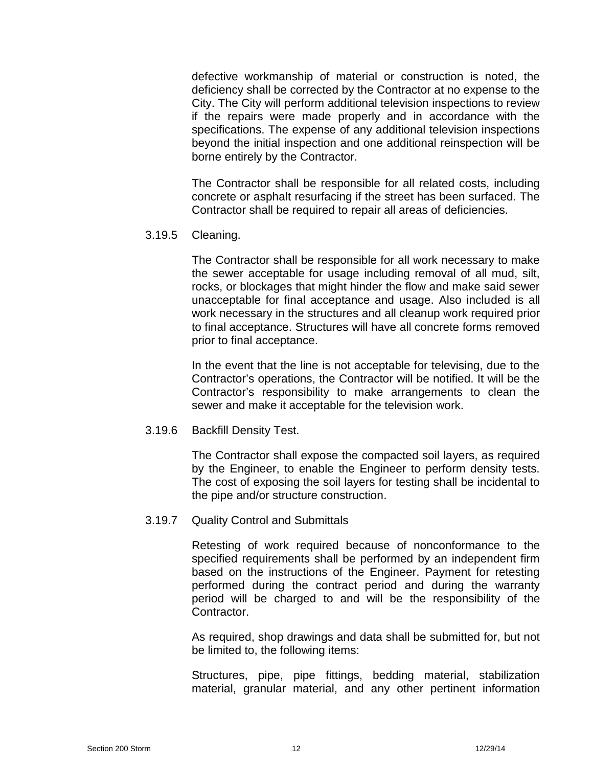defective workmanship of material or construction is noted, the deficiency shall be corrected by the Contractor at no expense to the City. The City will perform additional television inspections to review if the repairs were made properly and in accordance with the specifications. The expense of any additional television inspections beyond the initial inspection and one additional reinspection will be borne entirely by the Contractor.

The Contractor shall be responsible for all related costs, including concrete or asphalt resurfacing if the street has been surfaced. The Contractor shall be required to repair all areas of deficiencies.

3.19.5 Cleaning.

The Contractor shall be responsible for all work necessary to make the sewer acceptable for usage including removal of all mud, silt, rocks, or blockages that might hinder the flow and make said sewer unacceptable for final acceptance and usage. Also included is all work necessary in the structures and all cleanup work required prior to final acceptance. Structures will have all concrete forms removed prior to final acceptance.

In the event that the line is not acceptable for televising, due to the Contractor's operations, the Contractor will be notified. It will be the Contractor's responsibility to make arrangements to clean the sewer and make it acceptable for the television work.

3.19.6 Backfill Density Test.

The Contractor shall expose the compacted soil layers, as required by the Engineer, to enable the Engineer to perform density tests. The cost of exposing the soil layers for testing shall be incidental to the pipe and/or structure construction.

3.19.7 Quality Control and Submittals

Retesting of work required because of nonconformance to the specified requirements shall be performed by an independent firm based on the instructions of the Engineer. Payment for retesting performed during the contract period and during the warranty period will be charged to and will be the responsibility of the Contractor.

As required, shop drawings and data shall be submitted for, but not be limited to, the following items:

Structures, pipe, pipe fittings, bedding material, stabilization material, granular material, and any other pertinent information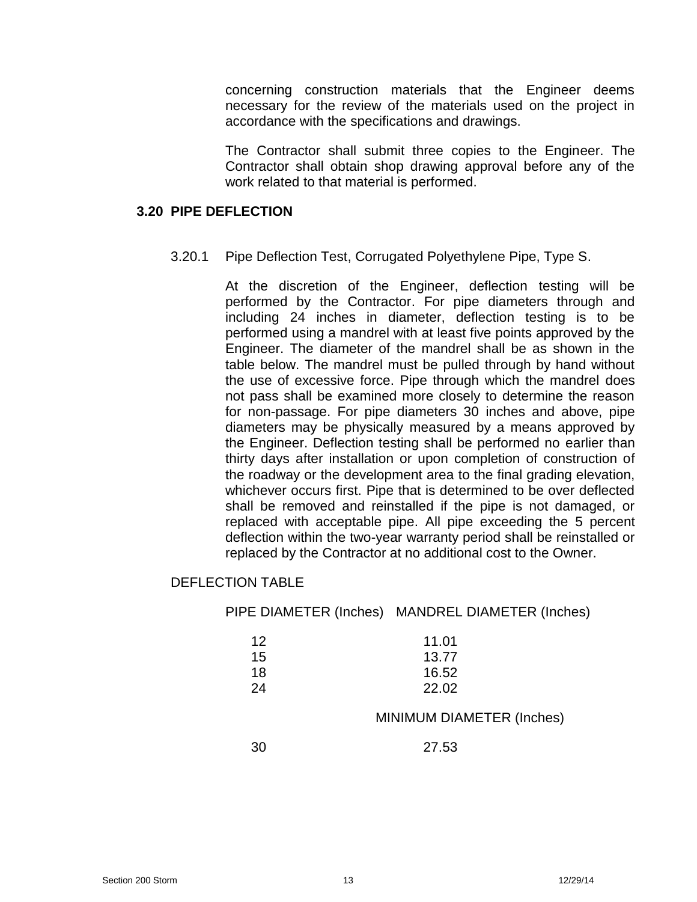concerning construction materials that the Engineer deems necessary for the review of the materials used on the project in accordance with the specifications and drawings.

The Contractor shall submit three copies to the Engineer. The Contractor shall obtain shop drawing approval before any of the work related to that material is performed.

## 3.20 PIPE DEFLECTION

3.20.1 Pipe Deflection Test, Corrugated Polyethylene Pipe, Type S.

At the discretion of the Engineer, deflection testing will be performed by the Contractor. For pipe diameters through and including 24 inches in diameter, deflection testing is to be performed using a mandrel with at least five points approved by the Engineer. The diameter of the mandrel shall be as shown in the table below. The mandrel must be pulled through by hand without the use of excessive force. Pipe through which the mandrel does not pass shall be examined more closely to determine the reason for non-passage. For pipe diameters 30 inches and above, pipe diameters may be physically measured by a means approved by the Engineer. Deflection testing shall be performed no earlier than thirty days after installation or upon completion of construction of the roadway or the development area to the final grading elevation, whichever occurs first. Pipe that is determined to be over deflected shall be removed and reinstalled if the pipe is not damaged, or replaced with acceptable pipe. All pipe exceeding the 5 percent deflection within the two-year warranty period shall be reinstalled or replaced by the Contractor at no additional cost to the Owner.

DEFLECTION TABLE

| PIPE DIAMETER (Inches) | MANDREL DIAMETER (Inches) |
|---|---|
| 12 | 11.01 |
| 15 | 13.77 |
| 18 | 16.52 |
| 24 | 22.02 |
| | MINIMUM DIAMETER (Inches) |
| 30 | 27.53 |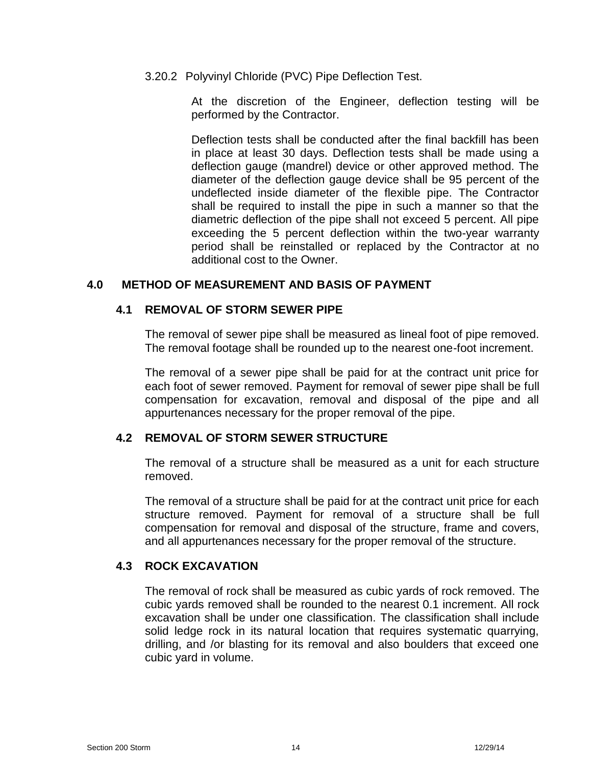3.20.2 Polyvinyl Chloride (PVC) Pipe Deflection Test.

At the discretion of the Engineer, deflection testing will be performed by the Contractor.

Deflection tests shall be conducted after the final backfill has been in place at least 30 days. Deflection tests shall be made using a deflection gauge (mandrel) device or other approved method. The diameter of the deflection gauge device shall be 95 percent of the undeflected inside diameter of the flexible pipe. The Contractor shall be required to install the pipe in such a manner so that the diametric deflection of the pipe shall not exceed 5 percent. All pipe exceeding the 5 percent deflection within the two-year warranty period shall be reinstalled or replaced by the Contractor at no additional cost to the Owner.

## 4.0 METHOD OF MEASUREMENT AND BASIS OF PAYMENT

### 4.1 REMOVAL OF STORM SEWER PIPE

The removal of sewer pipe shall be measured as lineal foot of pipe removed. The removal footage shall be rounded up to the nearest one-foot increment.

The removal of a sewer pipe shall be paid for at the contract unit price for each foot of sewer removed. Payment for removal of sewer pipe shall be full compensation for excavation, removal and disposal of the pipe and all appurtenances necessary for the proper removal of the pipe.

### 4.2 REMOVAL OF STORM SEWER STRUCTURE

The removal of a structure shall be measured as a unit for each structure removed.

The removal of a structure shall be paid for at the contract unit price for each structure removed. Payment for removal of a structure shall be full compensation for removal and disposal of the structure, frame and covers, and all appurtenances necessary for the proper removal of the structure.

### 4.3 ROCK EXCAVATION

The removal of rock shall be measured as cubic yards of rock removed. The cubic yards removed shall be rounded to the nearest 0.1 increment. All rock excavation shall be under one classification. The classification shall include solid ledge rock in its natural location that requires systematic quarrying, drilling, and /or blasting for its removal and also boulders that exceed one cubic yard in volume.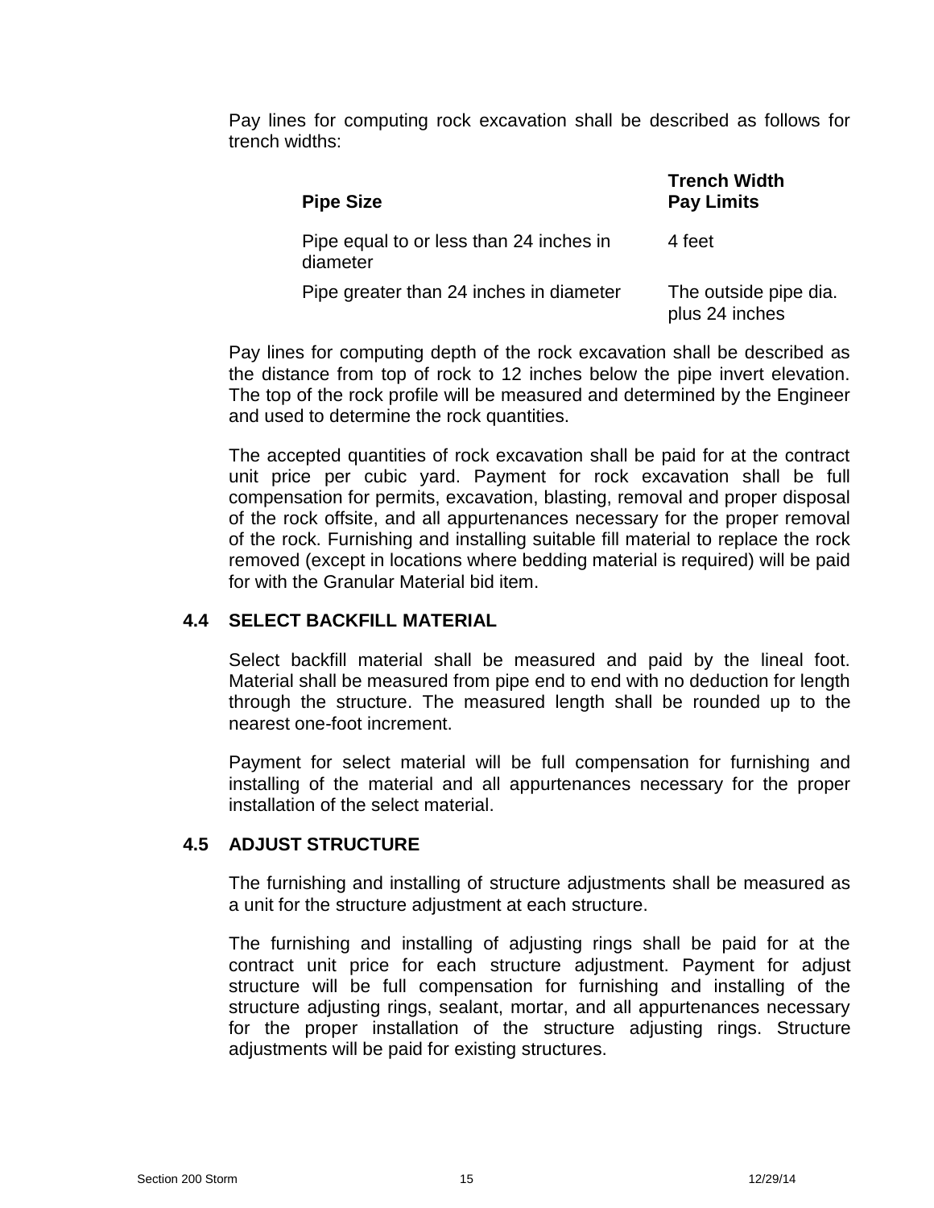Pay lines for computing rock excavation shall be described as follows for trench widths:

| Pipe Size | Trench Width Pay Limits |
|---|---|
| Pipe equal to or less than 24 inches in diameter | 4 feet |
| Pipe greater than 24 inches in diameter | The outside pipe dia. plus 24 inches |

Pay lines for computing depth of the rock excavation shall be described as the distance from top of rock to 12 inches below the pipe invert elevation. The top of the rock profile will be measured and determined by the Engineer and used to determine the rock quantities.

The accepted quantities of rock excavation shall be paid for at the contract unit price per cubic yard. Payment for rock excavation shall be full compensation for permits, excavation, blasting, removal and proper disposal of the rock offsite, and all appurtenances necessary for the proper removal of the rock. Furnishing and installing suitable fill material to replace the rock removed (except in locations where bedding material is required) will be paid for with the Granular Material bid item.

### 4.4 SELECT BACKFILL MATERIAL

Select backfill material shall be measured and paid by the lineal foot. Material shall be measured from pipe end to end with no deduction for length through the structure. The measured length shall be rounded up to the nearest one-foot increment.

Payment for select material will be full compensation for furnishing and installing of the material and all appurtenances necessary for the proper installation of the select material.

### 4.5 ADJUST STRUCTURE

The furnishing and installing of structure adjustments shall be measured as a unit for the structure adjustment at each structure.

The furnishing and installing of adjusting rings shall be paid for at the contract unit price for each structure adjustment. Payment for adjust structure will be full compensation for furnishing and installing of the structure adjusting rings, sealant, mortar, and all appurtenances necessary for the proper installation of the structure adjusting rings. Structure adjustments will be paid for existing structures.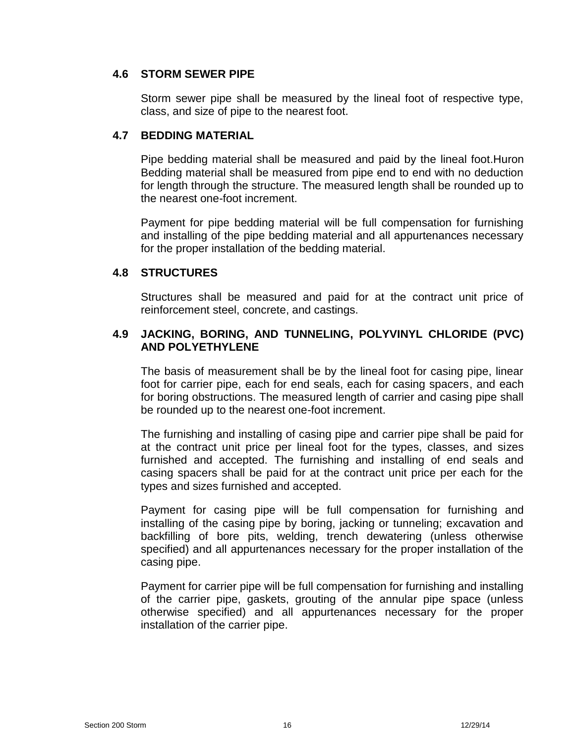### 4.6 STORM SEWER PIPE

Storm sewer pipe shall be measured by the lineal foot of respective type, class, and size of pipe to the nearest foot.

### 4.7 BEDDING MATERIAL

Pipe bedding material shall be measured and paid by the lineal foot.Huron Bedding material shall be measured from pipe end to end with no deduction for length through the structure. The measured length shall be rounded up to the nearest one-foot increment.

Payment for pipe bedding material will be full compensation for furnishing and installing of the pipe bedding material and all appurtenances necessary for the proper installation of the bedding material.

### 4.8 STRUCTURES

Structures shall be measured and paid for at the contract unit price of reinforcement steel, concrete, and castings.

### 4.9 JACKING, BORING, AND TUNNELING, POLYVINYL CHLORIDE (PVC) AND POLYETHYLENE

The basis of measurement shall be by the lineal foot for casing pipe, linear foot for carrier pipe, each for end seals, each for casing spacers, and each for boring obstructions. The measured length of carrier and casing pipe shall be rounded up to the nearest one-foot increment.

The furnishing and installing of casing pipe and carrier pipe shall be paid for at the contract unit price per lineal foot for the types, classes, and sizes furnished and accepted. The furnishing and installing of end seals and casing spacers shall be paid for at the contract unit price per each for the types and sizes furnished and accepted.

Payment for casing pipe will be full compensation for furnishing and installing of the casing pipe by boring, jacking or tunneling; excavation and backfilling of bore pits, welding, trench dewatering (unless otherwise specified) and all appurtenances necessary for the proper installation of the casing pipe.

Payment for carrier pipe will be full compensation for furnishing and installing of the carrier pipe, gaskets, grouting of the annular pipe space (unless otherwise specified) and all appurtenances necessary for the proper installation of the carrier pipe.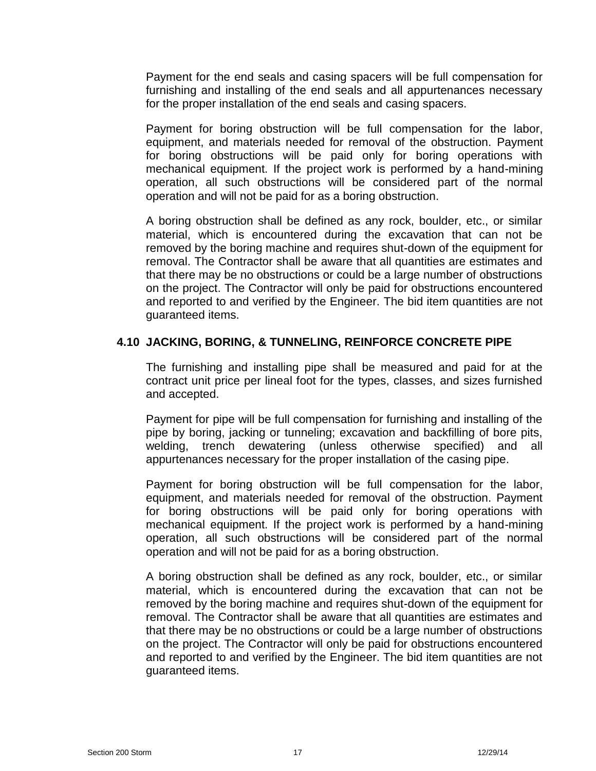Payment for the end seals and casing spacers will be full compensation for furnishing and installing of the end seals and all appurtenances necessary for the proper installation of the end seals and casing spacers.

Payment for boring obstruction will be full compensation for the labor, equipment, and materials needed for removal of the obstruction. Payment for boring obstructions will be paid only for boring operations with mechanical equipment. If the project work is performed by a hand-mining operation, all such obstructions will be considered part of the normal operation and will not be paid for as a boring obstruction.

A boring obstruction shall be defined as any rock, boulder, etc., or similar material, which is encountered during the excavation that can not be removed by the boring machine and requires shut-down of the equipment for removal. The Contractor shall be aware that all quantities are estimates and that there may be no obstructions or could be a large number of obstructions on the project. The Contractor will only be paid for obstructions encountered and reported to and verified by the Engineer. The bid item quantities are not guaranteed items.

### 4.10 JACKING, BORING, & TUNNELING, REINFORCE CONCRETE PIPE

The furnishing and installing pipe shall be measured and paid for at the contract unit price per lineal foot for the types, classes, and sizes furnished and accepted.

Payment for pipe will be full compensation for furnishing and installing of the pipe by boring, jacking or tunneling; excavation and backfilling of bore pits, welding, trench dewatering (unless otherwise specified) and all appurtenances necessary for the proper installation of the casing pipe.

Payment for boring obstruction will be full compensation for the labor, equipment, and materials needed for removal of the obstruction. Payment for boring obstructions will be paid only for boring operations with mechanical equipment. If the project work is performed by a hand-mining operation, all such obstructions will be considered part of the normal operation and will not be paid for as a boring obstruction.

A boring obstruction shall be defined as any rock, boulder, etc., or similar material, which is encountered during the excavation that can not be removed by the boring machine and requires shut-down of the equipment for removal. The Contractor shall be aware that all quantities are estimates and that there may be no obstructions or could be a large number of obstructions on the project. The Contractor will only be paid for obstructions encountered and reported to and verified by the Engineer. The bid item quantities are not guaranteed items.